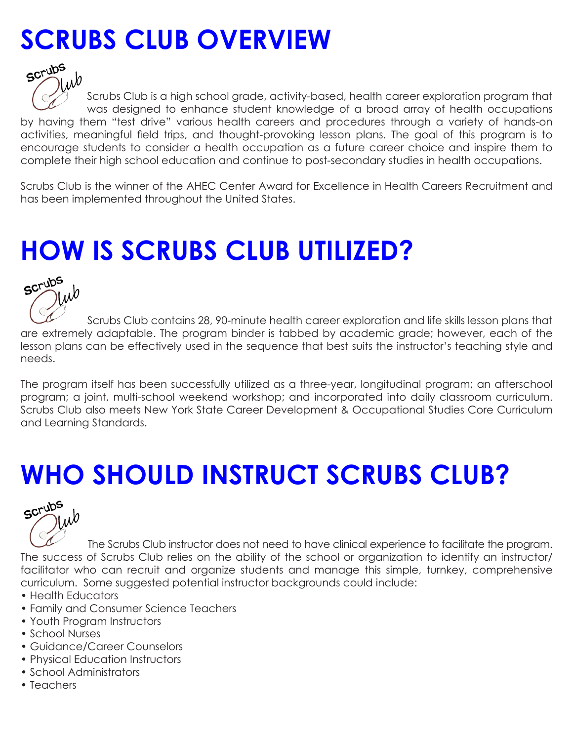# SCRUBS CLUB OVERVIEW

Scrubs Club is a high school grade, activity-based, health career exploration program that was designed to enhance student knowledge of a broad array of health occupations by having them "test drive" various health careers and procedures through a variety of hands-on activities, meaningful field trips, and thought-provoking lesson plans. The goal of this program is to encourage students to consider a health occupation as a future career choice and inspire them to complete their high school education and continue to post-secondary studies in health occupations.

Scrubs Club is the winner of the AHEC Center Award for Excellence in Health Careers Recruitment and has been implemented throughout the United States.

# HOW IS SCRUBS CLUB UTILIZED?

Scrubs Club contains 28, 90-minute health career exploration and life skills lesson plans that are extremely adaptable. The program binder is tabbed by academic grade; however, each of the lesson plans can be effectively used in the sequence that best suits the instructor's teaching style and needs.

The program itself has been successfully utilized as a three-year, longitudinal program; an afterschool program; a joint, multi-school weekend workshop; and incorporated into daily classroom curriculum. Scrubs Club also meets New York State Career Development & Occupational Studies Core Curriculum and Learning Standards.

# WHO SHOULD INSTRUCT SCRUBS CLUB?

The Scrubs Club instructor does not need to have clinical experience to facilitate the program. The success of Scrubs Club relies on the ability of the school or organization to identify an instructor/ facilitator who can recruit and organize students and manage this simple, turnkey, comprehensive curriculum. Some suggested potential instructor backgrounds could include:

- Health Educators
- Family and Consumer Science Teachers
- Youth Program Instructors
- School Nurses
- Guidance/Career Counselors
- Physical Education Instructors
- School Administrators
- Teachers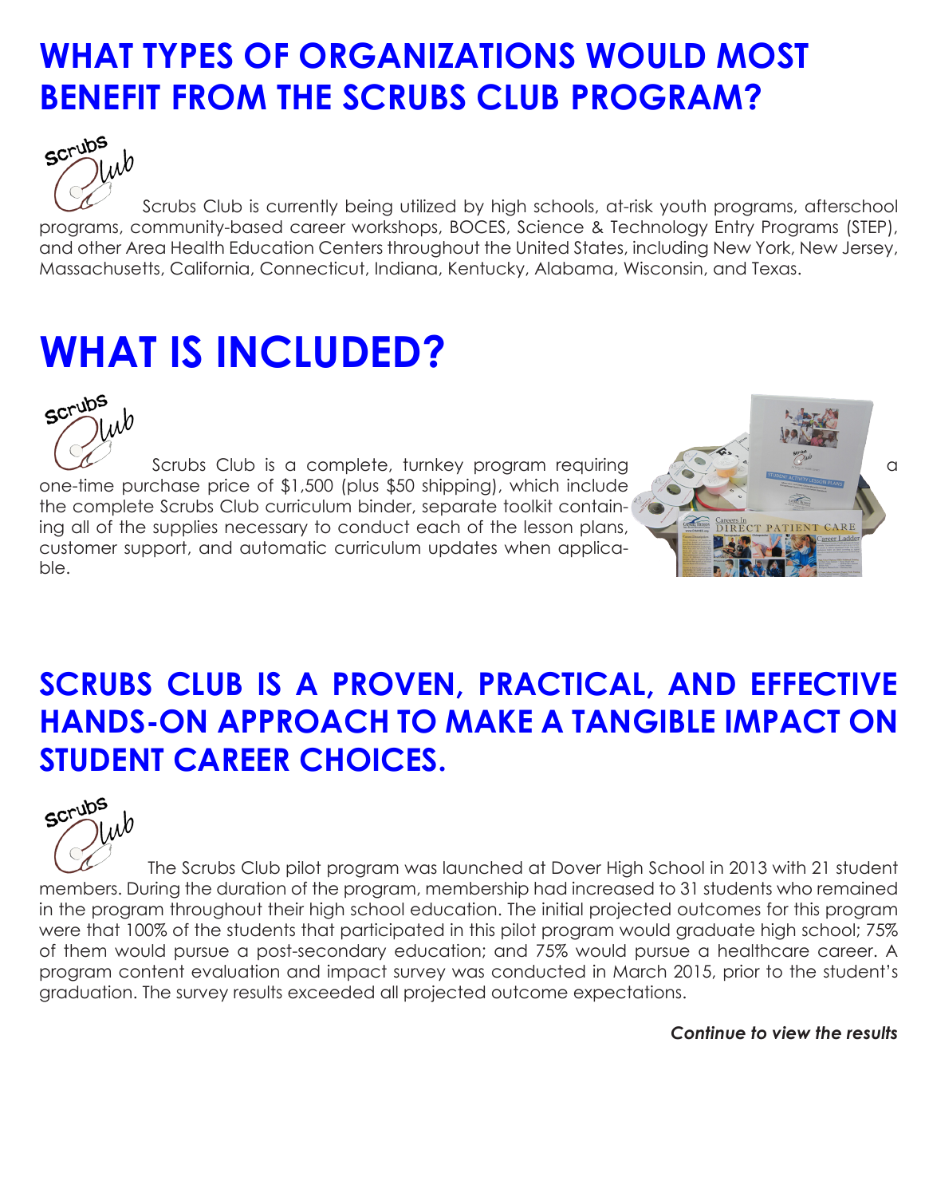# WHAT TYPES OF ORGANIZATIONS WOULD MOST BENEFIT FROM THE SCRUBS CLUB PROGRAM?

Scrubs Club is currently being utilized by high schools, at-risk youth programs, afterschool programs, community-based career workshops, BOCES, Science & Technology Entry Programs (STEP), and other Area Health Education Centers throughout the United States, including New York, New Jersey, Massachusetts, California, Connecticut, Indiana, Kentucky, Alabama, Wisconsin, and Texas.

# WHAT IS INCLUDED?

Scrubs Club is a complete, turnkey program requiring a one-time purchase price of $1,500 (plus $50 shipping), which include the complete Scrubs Club curriculum binder, separate toolkit containing all of the supplies necessary to conduct each of the lesson plans, customer support, and automatic curriculum updates when applicable.

## SCRUBS CLUB IS A PROVEN, PRACTICAL, AND EFFECTIVE HANDS-ON APPROACH TO MAKE A TANGIBLE IMPACT ON STUDENT CAREER CHOICES.

The Scrubs Club pilot program was launched at Dover High School in 2013 with 21 student members. During the duration of the program, membership had increased to 31 students who remained in the program throughout their high school education. The initial projected outcomes for this program were that 100% of the students that participated in this pilot program would graduate high school; 75% of them would pursue a post-secondary education; and 75% would pursue a healthcare career. A program content evaluation and impact survey was conducted in March 2015, prior to the student's graduation. The survey results exceeded all projected outcome expectations.

***Continue to view the results***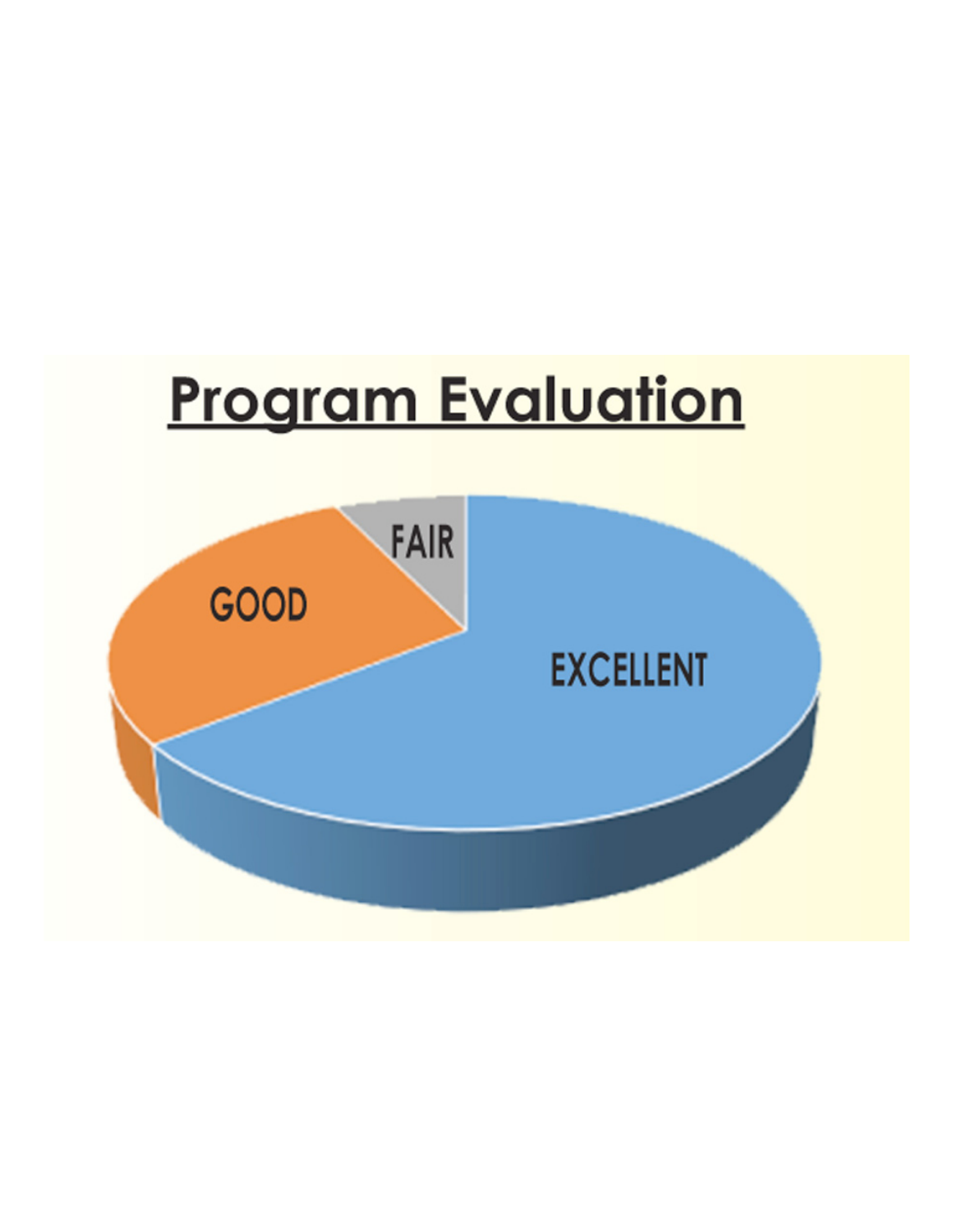# Program Evaluation

FAIR

GOOD

EXCELLENT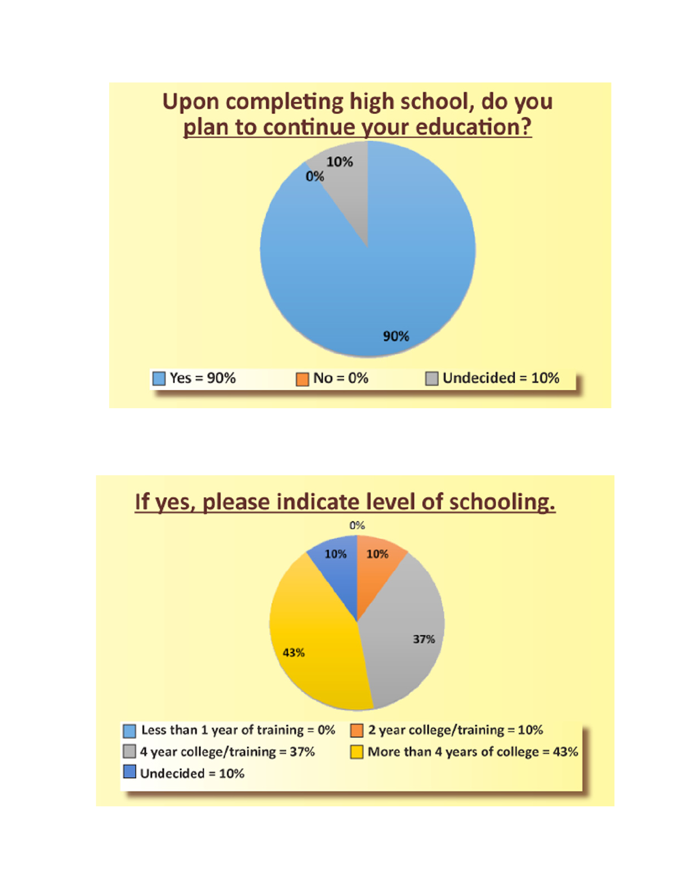## Upon completing high school, do you plan to continue your education?

10%

0%

90%

- Yes = 90%
- No = 0%
- Undecided = 10%

## If yes, please indicate level of schooling.

0%

10%

10%

37%

43%

- Less than 1 year of training = 0%
- 2 year college/training = 10%
- 4 year college/training = 37%
- More than 4 years of college = 43%
- Undecided = 10%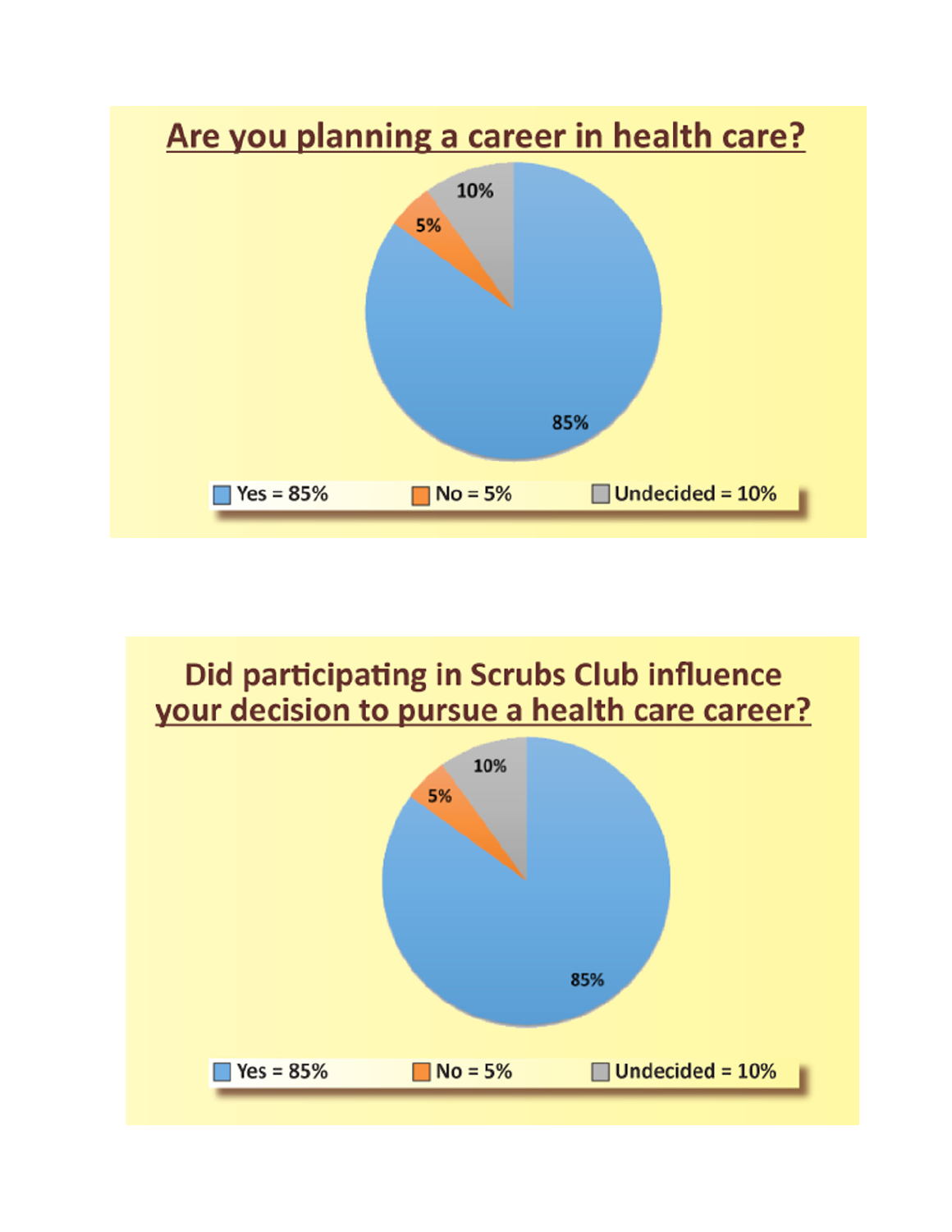## Are you planning a career in health care?

- Yes = 85%
- No = 5%
- Undecided = 10%

## Did participating in Scrubs Club influence your decision to pursue a health care career?

- Yes = 85%
- No = 5%
- Undecided = 10%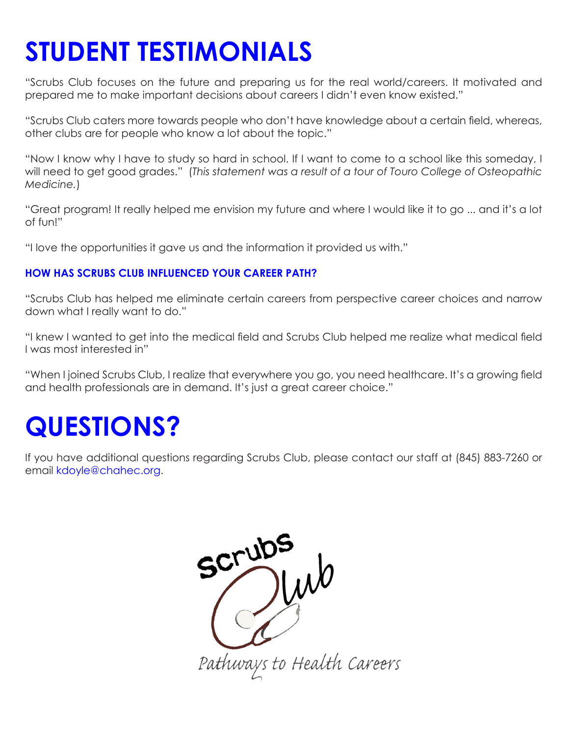# STUDENT TESTIMONIALS

"Scrubs Club focuses on the future and preparing us for the real world/careers. It motivated and prepared me to make important decisions about careers I didn't even know existed."

"Scrubs Club caters more towards people who don't have knowledge about a certain field, whereas, other clubs are for people who know a lot about the topic."

"Now I know why I have to study so hard in school. If I want to come to a school like this someday, I will need to get good grades." (*This statement was a result of a tour of Touro College of Osteopathic Medicine.*)

"Great program! It really helped me envision my future and where I would like it to go ... and it's a lot of fun!"

"I love the opportunities it gave us and the information it provided us with."

### HOW HAS SCRUBS CLUB INFLUENCED YOUR CAREER PATH?

"Scrubs Club has helped me eliminate certain careers from perspective career choices and narrow down what I really want to do."

"I knew I wanted to get into the medical field and Scrubs Club helped me realize what medical field I was most interested in"

"When I joined Scrubs Club, I realize that everywhere you go, you need healthcare. It's a growing field and health professionals are in demand. It's just a great career choice."

# QUESTIONS?

If you have additional questions regarding Scrubs Club, please contact our staff at (845) 883-7260 or email kdoyle@chahec.org.

Scrubs Club

Pathways to Health Careers